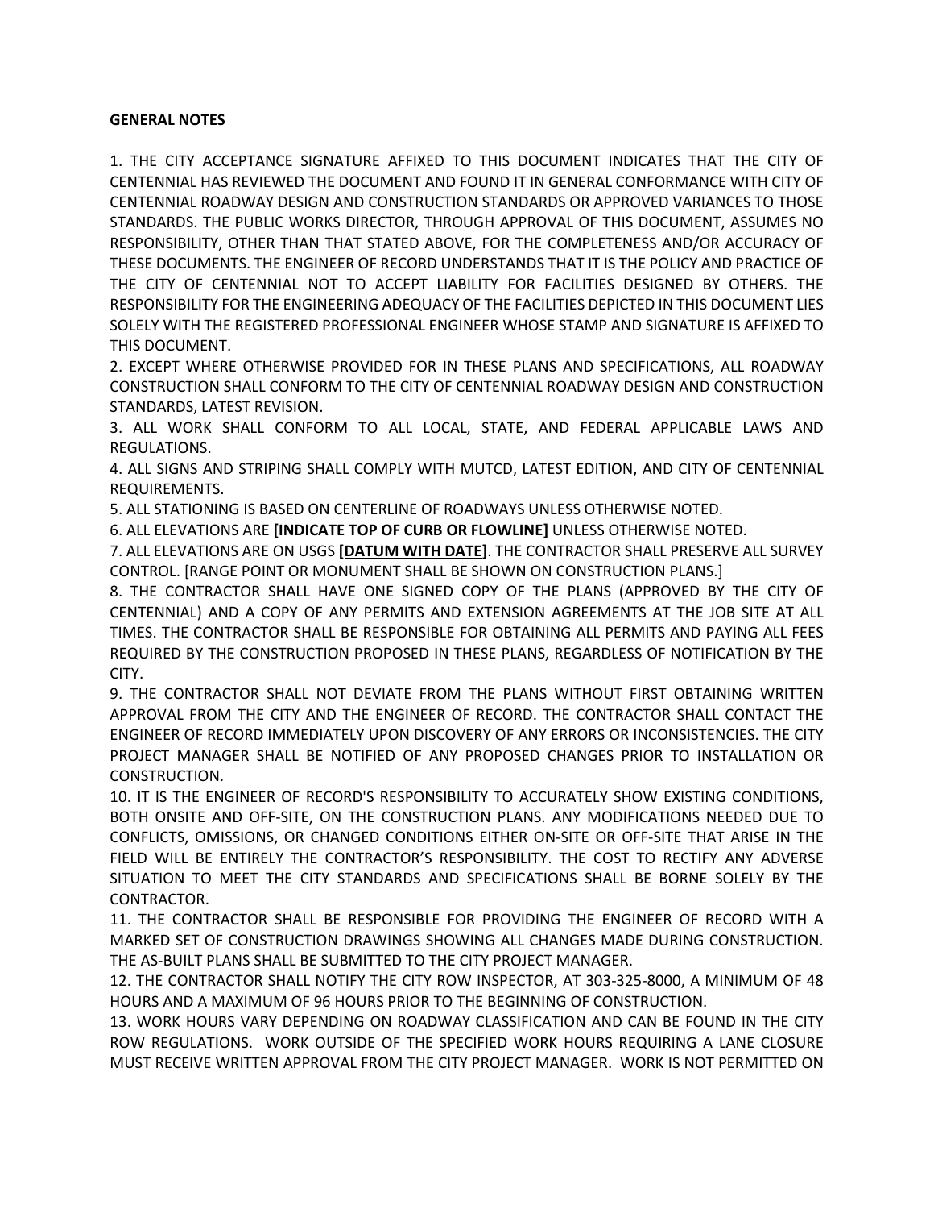**GENERAL NOTES**

1. THE CITY ACCEPTANCE SIGNATURE AFFIXED TO THIS DOCUMENT INDICATES THAT THE CITY OF CENTENNIAL HAS REVIEWED THE DOCUMENT AND FOUND IT IN GENERAL CONFORMANCE WITH CITY OF CENTENNIAL ROADWAY DESIGN AND CONSTRUCTION STANDARDS OR APPROVED VARIANCES TO THOSE STANDARDS. THE PUBLIC WORKS DIRECTOR, THROUGH APPROVAL OF THIS DOCUMENT, ASSUMES NO RESPONSIBILITY, OTHER THAN THAT STATED ABOVE, FOR THE COMPLETENESS AND/OR ACCURACY OF THESE DOCUMENTS. THE ENGINEER OF RECORD UNDERSTANDS THAT IT IS THE POLICY AND PRACTICE OF THE CITY OF CENTENNIAL NOT TO ACCEPT LIABILITY FOR FACILITIES DESIGNED BY OTHERS. THE RESPONSIBILITY FOR THE ENGINEERING ADEQUACY OF THE FACILITIES DEPICTED IN THIS DOCUMENT LIES SOLELY WITH THE REGISTERED PROFESSIONAL ENGINEER WHOSE STAMP AND SIGNATURE IS AFFIXED TO THIS DOCUMENT.
2. EXCEPT WHERE OTHERWISE PROVIDED FOR IN THESE PLANS AND SPECIFICATIONS, ALL ROADWAY CONSTRUCTION SHALL CONFORM TO THE CITY OF CENTENNIAL ROADWAY DESIGN AND CONSTRUCTION STANDARDS, LATEST REVISION.
3. ALL WORK SHALL CONFORM TO ALL LOCAL, STATE, AND FEDERAL APPLICABLE LAWS AND REGULATIONS.
4. ALL SIGNS AND STRIPING SHALL COMPLY WITH MUTCD, LATEST EDITION, AND CITY OF CENTENNIAL REQUIREMENTS.
5. ALL STATIONING IS BASED ON CENTERLINE OF ROADWAYS UNLESS OTHERWISE NOTED.
6. ALL ELEVATIONS ARE **[INDICATE TOP OF CURB OR FLOWLINE]** UNLESS OTHERWISE NOTED.
7. ALL ELEVATIONS ARE ON USGS **[DATUM WITH DATE]**. THE CONTRACTOR SHALL PRESERVE ALL SURVEY CONTROL. [RANGE POINT OR MONUMENT SHALL BE SHOWN ON CONSTRUCTION PLANS.]
8. THE CONTRACTOR SHALL HAVE ONE SIGNED COPY OF THE PLANS (APPROVED BY THE CITY OF CENTENNIAL) AND A COPY OF ANY PERMITS AND EXTENSION AGREEMENTS AT THE JOB SITE AT ALL TIMES. THE CONTRACTOR SHALL BE RESPONSIBLE FOR OBTAINING ALL PERMITS AND PAYING ALL FEES REQUIRED BY THE CONSTRUCTION PROPOSED IN THESE PLANS, REGARDLESS OF NOTIFICATION BY THE CITY.
9. THE CONTRACTOR SHALL NOT DEVIATE FROM THE PLANS WITHOUT FIRST OBTAINING WRITTEN APPROVAL FROM THE CITY AND THE ENGINEER OF RECORD. THE CONTRACTOR SHALL CONTACT THE ENGINEER OF RECORD IMMEDIATELY UPON DISCOVERY OF ANY ERRORS OR INCONSISTENCIES. THE CITY PROJECT MANAGER SHALL BE NOTIFIED OF ANY PROPOSED CHANGES PRIOR TO INSTALLATION OR CONSTRUCTION.
10. IT IS THE ENGINEER OF RECORD'S RESPONSIBILITY TO ACCURATELY SHOW EXISTING CONDITIONS, BOTH ONSITE AND OFF-SITE, ON THE CONSTRUCTION PLANS. ANY MODIFICATIONS NEEDED DUE TO CONFLICTS, OMISSIONS, OR CHANGED CONDITIONS EITHER ON-SITE OR OFF-SITE THAT ARISE IN THE FIELD WILL BE ENTIRELY THE CONTRACTOR'S RESPONSIBILITY. THE COST TO RECTIFY ANY ADVERSE SITUATION TO MEET THE CITY STANDARDS AND SPECIFICATIONS SHALL BE BORNE SOLELY BY THE CONTRACTOR.
11. THE CONTRACTOR SHALL BE RESPONSIBLE FOR PROVIDING THE ENGINEER OF RECORD WITH A MARKED SET OF CONSTRUCTION DRAWINGS SHOWING ALL CHANGES MADE DURING CONSTRUCTION. THE AS-BUILT PLANS SHALL BE SUBMITTED TO THE CITY PROJECT MANAGER.
12. THE CONTRACTOR SHALL NOTIFY THE CITY ROW INSPECTOR, AT 303-325-8000, A MINIMUM OF 48 HOURS AND A MAXIMUM OF 96 HOURS PRIOR TO THE BEGINNING OF CONSTRUCTION.
13. WORK HOURS VARY DEPENDING ON ROADWAY CLASSIFICATION AND CAN BE FOUND IN THE CITY ROW REGULATIONS. WORK OUTSIDE OF THE SPECIFIED WORK HOURS REQUIRING A LANE CLOSURE MUST RECEIVE WRITTEN APPROVAL FROM THE CITY PROJECT MANAGER. WORK IS NOT PERMITTED ON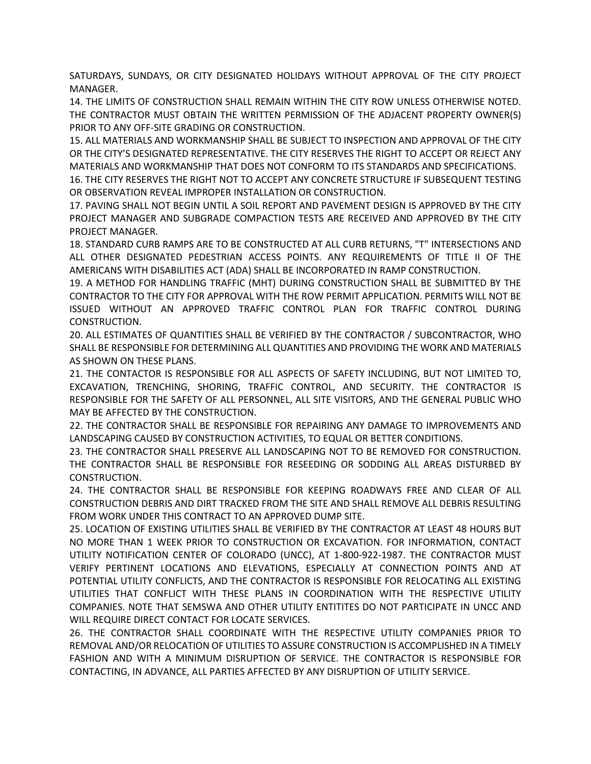SATURDAYS, SUNDAYS, OR CITY DESIGNATED HOLIDAYS WITHOUT APPROVAL OF THE CITY PROJECT MANAGER.

14. THE LIMITS OF CONSTRUCTION SHALL REMAIN WITHIN THE CITY ROW UNLESS OTHERWISE NOTED. THE CONTRACTOR MUST OBTAIN THE WRITTEN PERMISSION OF THE ADJACENT PROPERTY OWNER(S) PRIOR TO ANY OFF-SITE GRADING OR CONSTRUCTION.

15. ALL MATERIALS AND WORKMANSHIP SHALL BE SUBJECT TO INSPECTION AND APPROVAL OF THE CITY OR THE CITY'S DESIGNATED REPRESENTATIVE. THE CITY RESERVES THE RIGHT TO ACCEPT OR REJECT ANY MATERIALS AND WORKMANSHIP THAT DOES NOT CONFORM TO ITS STANDARDS AND SPECIFICATIONS.

16. THE CITY RESERVES THE RIGHT NOT TO ACCEPT ANY CONCRETE STRUCTURE IF SUBSEQUENT TESTING OR OBSERVATION REVEAL IMPROPER INSTALLATION OR CONSTRUCTION.

17. PAVING SHALL NOT BEGIN UNTIL A SOIL REPORT AND PAVEMENT DESIGN IS APPROVED BY THE CITY PROJECT MANAGER AND SUBGRADE COMPACTION TESTS ARE RECEIVED AND APPROVED BY THE CITY PROJECT MANAGER.

18. STANDARD CURB RAMPS ARE TO BE CONSTRUCTED AT ALL CURB RETURNS, "T" INTERSECTIONS AND ALL OTHER DESIGNATED PEDESTRIAN ACCESS POINTS. ANY REQUIREMENTS OF TITLE II OF THE AMERICANS WITH DISABILITIES ACT (ADA) SHALL BE INCORPORATED IN RAMP CONSTRUCTION.

19. A METHOD FOR HANDLING TRAFFIC (MHT) DURING CONSTRUCTION SHALL BE SUBMITTED BY THE CONTRACTOR TO THE CITY FOR APPROVAL WITH THE ROW PERMIT APPLICATION. PERMITS WILL NOT BE ISSUED WITHOUT AN APPROVED TRAFFIC CONTROL PLAN FOR TRAFFIC CONTROL DURING CONSTRUCTION.

20. ALL ESTIMATES OF QUANTITIES SHALL BE VERIFIED BY THE CONTRACTOR / SUBCONTRACTOR, WHO SHALL BE RESPONSIBLE FOR DETERMINING ALL QUANTITIES AND PROVIDING THE WORK AND MATERIALS AS SHOWN ON THESE PLANS.

21. THE CONTACTOR IS RESPONSIBLE FOR ALL ASPECTS OF SAFETY INCLUDING, BUT NOT LIMITED TO, EXCAVATION, TRENCHING, SHORING, TRAFFIC CONTROL, AND SECURITY. THE CONTRACTOR IS RESPONSIBLE FOR THE SAFETY OF ALL PERSONNEL, ALL SITE VISITORS, AND THE GENERAL PUBLIC WHO MAY BE AFFECTED BY THE CONSTRUCTION.

22. THE CONTRACTOR SHALL BE RESPONSIBLE FOR REPAIRING ANY DAMAGE TO IMPROVEMENTS AND LANDSCAPING CAUSED BY CONSTRUCTION ACTIVITIES, TO EQUAL OR BETTER CONDITIONS.

23. THE CONTRACTOR SHALL PRESERVE ALL LANDSCAPING NOT TO BE REMOVED FOR CONSTRUCTION. THE CONTRACTOR SHALL BE RESPONSIBLE FOR RESEEDING OR SODDING ALL AREAS DISTURBED BY CONSTRUCTION.

24. THE CONTRACTOR SHALL BE RESPONSIBLE FOR KEEPING ROADWAYS FREE AND CLEAR OF ALL CONSTRUCTION DEBRIS AND DIRT TRACKED FROM THE SITE AND SHALL REMOVE ALL DEBRIS RESULTING FROM WORK UNDER THIS CONTRACT TO AN APPROVED DUMP SITE.

25. LOCATION OF EXISTING UTILITIES SHALL BE VERIFIED BY THE CONTRACTOR AT LEAST 48 HOURS BUT NO MORE THAN 1 WEEK PRIOR TO CONSTRUCTION OR EXCAVATION. FOR INFORMATION, CONTACT UTILITY NOTIFICATION CENTER OF COLORADO (UNCC), AT 1-800-922-1987. THE CONTRACTOR MUST VERIFY PERTINENT LOCATIONS AND ELEVATIONS, ESPECIALLY AT CONNECTION POINTS AND AT POTENTIAL UTILITY CONFLICTS, AND THE CONTRACTOR IS RESPONSIBLE FOR RELOCATING ALL EXISTING UTILITIES THAT CONFLICT WITH THESE PLANS IN COORDINATION WITH THE RESPECTIVE UTILITY COMPANIES. NOTE THAT SEMSWA AND OTHER UTILITY ENTITITES DO NOT PARTICIPATE IN UNCC AND WILL REQUIRE DIRECT CONTACT FOR LOCATE SERVICES.

26. THE CONTRACTOR SHALL COORDINATE WITH THE RESPECTIVE UTILITY COMPANIES PRIOR TO REMOVAL AND/OR RELOCATION OF UTILITIES TO ASSURE CONSTRUCTION IS ACCOMPLISHED IN A TIMELY FASHION AND WITH A MINIMUM DISRUPTION OF SERVICE. THE CONTRACTOR IS RESPONSIBLE FOR CONTACTING, IN ADVANCE, ALL PARTIES AFFECTED BY ANY DISRUPTION OF UTILITY SERVICE.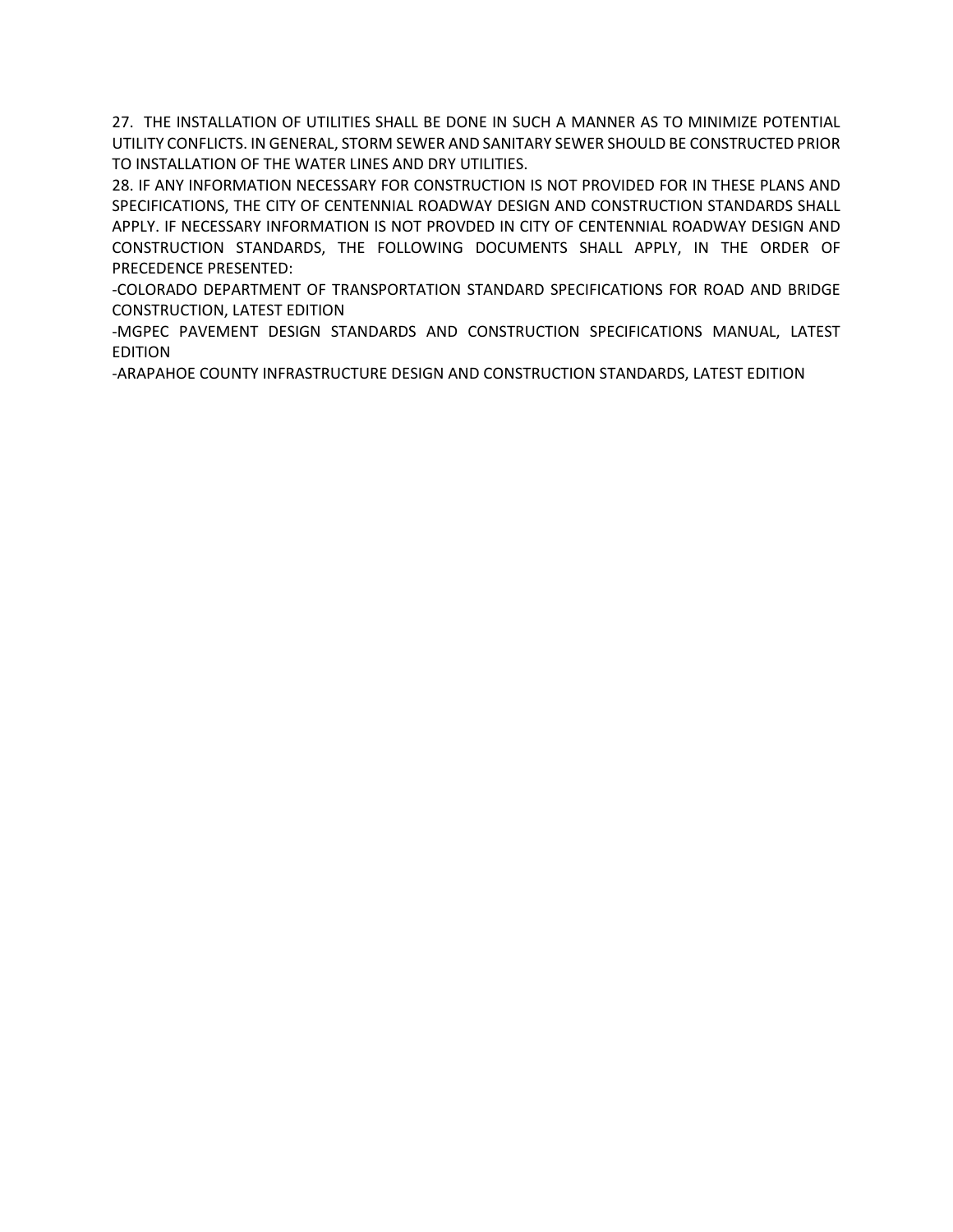27. THE INSTALLATION OF UTILITIES SHALL BE DONE IN SUCH A MANNER AS TO MINIMIZE POTENTIAL UTILITY CONFLICTS. IN GENERAL, STORM SEWER AND SANITARY SEWER SHOULD BE CONSTRUCTED PRIOR TO INSTALLATION OF THE WATER LINES AND DRY UTILITIES.

28. IF ANY INFORMATION NECESSARY FOR CONSTRUCTION IS NOT PROVIDED FOR IN THESE PLANS AND SPECIFICATIONS, THE CITY OF CENTENNIAL ROADWAY DESIGN AND CONSTRUCTION STANDARDS SHALL APPLY. IF NECESSARY INFORMATION IS NOT PROVDED IN CITY OF CENTENNIAL ROADWAY DESIGN AND CONSTRUCTION STANDARDS, THE FOLLOWING DOCUMENTS SHALL APPLY, IN THE ORDER OF PRECEDENCE PRESENTED:

-COLORADO DEPARTMENT OF TRANSPORTATION STANDARD SPECIFICATIONS FOR ROAD AND BRIDGE CONSTRUCTION, LATEST EDITION

-MGPEC PAVEMENT DESIGN STANDARDS AND CONSTRUCTION SPECIFICATIONS MANUAL, LATEST EDITION

-ARAPAHOE COUNTY INFRASTRUCTURE DESIGN AND CONSTRUCTION STANDARDS, LATEST EDITION